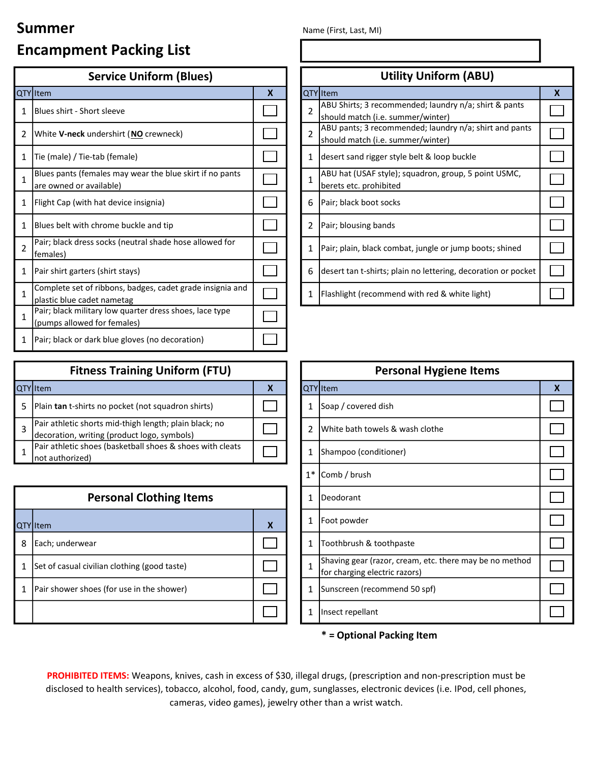# Summer Encampment Packing List

Name (First, Last, MI)

|  |
|---|
|  |

## Service Uniform (Blues)

| QTY | Item | X |
|---|---|---|
| 1 | Blues shirt - Short sleeve | ☐ |
| 2 | White **V-neck** undershirt (**NO** crewneck) | ☐ |
| 1 | Tie (male) / Tie-tab (female) | ☐ |
| 1 | Blues pants (females may wear the blue skirt if no pants are owned or available) | ☐ |
| 1 | Flight Cap (with hat device insignia) | ☐ |
| 1 | Blues belt with chrome buckle and tip | ☐ |
| 2 | Pair; black dress socks (neutral shade hose allowed for females) | ☐ |
| 1 | Pair shirt garters (shirt stays) | ☐ |
| 1 | Complete set of ribbons, badges, cadet grade insignia and plastic blue cadet nametag | ☐ |
| 1 | Pair; black military low quarter dress shoes, lace type (pumps allowed for females) | ☐ |
| 1 | Pair; black or dark blue gloves (no decoration) | ☐ |

## Utility Uniform (ABU)

| QTY | Item | X |
|---|---|---|
| 2 | ABU Shirts; 3 recommended; laundry n/a; shirt & pants should match (i.e. summer/winter) | ☐ |
| 2 | ABU pants; 3 recommended; laundry n/a; shirt and pants should match (i.e. summer/winter) | ☐ |
| 1 | desert sand rigger style belt & loop buckle | ☐ |
| 1 | ABU hat (USAF style); squadron, group, 5 point USMC, berets etc. prohibited | ☐ |
| 6 | Pair; black boot socks | ☐ |
| 2 | Pair; blousing bands | ☐ |
| 1 | Pair; plain, black combat, jungle or jump boots; shined | ☐ |
| 6 | desert tan t-shirts; plain no lettering, decoration or pocket | ☐ |
| 1 | Flashlight (recommend with red & white light) | ☐ |

## Fitness Training Uniform (FTU)

| QTY | Item | X |
|---|---|---|
| 5 | Plain **tan** t-shirts no pocket (not squadron shirts) | ☐ |
| 3 | Pair athletic shorts mid-thigh length; plain black; no decoration, writing (product logo, symbols) | ☐ |
| 1 | Pair athletic shoes (basketball shoes & shoes with cleats not authorized) | ☐ |

## Personal Clothing Items

| QTY | Item | X |
|---|---|---|
| 8 | Each; underwear | ☐ |
| 1 | Set of casual civilian clothing (good taste) | ☐ |
| 1 | Pair shower shoes (for use in the shower) | ☐ |
|  |  | ☐ |

## Personal Hygiene Items

| QTY | Item | X |
|---|---|---|
| 1 | Soap / covered dish | ☐ |
| 2 | White bath towels & wash clothe | ☐ |
| 1 | Shampoo (conditioner) | ☐ |
| 1* | Comb / brush | ☐ |
| 1 | Deodorant | ☐ |
| 1 | Foot powder | ☐ |
| 1 | Toothbrush & toothpaste | ☐ |
| 1 | Shaving gear (razor, cream, etc. there may be no method for charging electric razors) | ☐ |
| 1 | Sunscreen (recommend 50 spf) | ☐ |
| 1 | Insect repellant | ☐ |

**\* = Optional Packing Item**

**PROHIBITED ITEMS:** Weapons, knives, cash in excess of $30, illegal drugs, (prescription and non-prescription must be disclosed to health services), tobacco, alcohol, food, candy, gum, sunglasses, electronic devices (i.e. IPod, cell phones, cameras, video games), jewelry other than a wrist watch.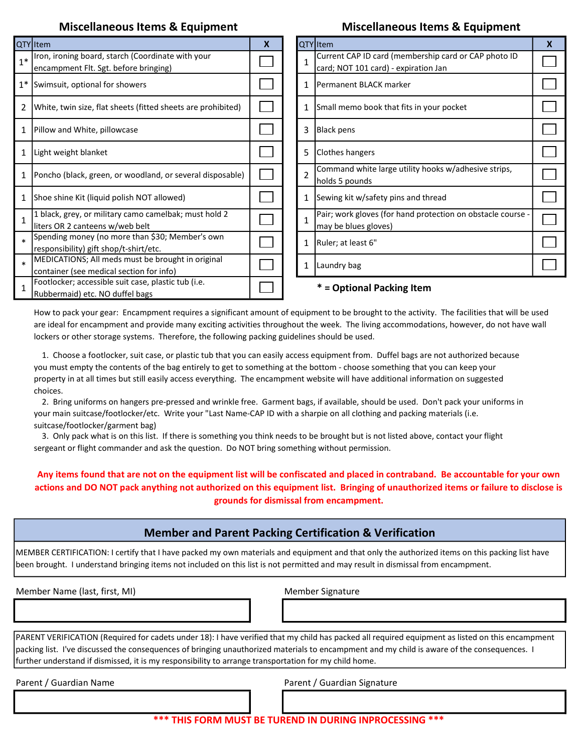## Miscellaneous Items & Equipment

| QTY | Item | X |
|---|---|---|
| 1* | Iron, ironing board, starch (Coordinate with your encampment Flt. Sgt. before bringing) | |
| 1* | Swimsuit, optional for showers | |
| 2 | White, twin size, flat sheets (fitted sheets are prohibited) | |
| 1 | Pillow and White, pillowcase | |
| 1 | Light weight blanket | |
| 1 | Poncho (black, green, or woodland, or several disposable) | |
| 1 | Shoe shine Kit (liquid polish NOT allowed) | |
| 1 | 1 black, grey, or military camo camelbak; must hold 2 liters OR 2 canteens w/web belt | |
| * | Spending money (no more than $30; Member's own responsibility) gift shop/t-shirt/etc. | |
| * | MEDICATIONS; All meds must be brought in original container (see medical section for info) | |
| 1 | Footlocker; accessible suit case, plastic tub (i.e. Rubbermaid) etc. NO duffel bags | |

## Miscellaneous Items & Equipment

| QTY | Item | X |
|---|---|---|
| 1 | Current CAP ID card (membership card or CAP photo ID card; NOT 101 card) - expiration Jan | |
| 1 | Permanent BLACK marker | |
| 1 | Small memo book that fits in your pocket | |
| 3 | Black pens | |
| 5 | Clothes hangers | |
| 2 | Command white large utility hooks w/adhesive strips, holds 5 pounds | |
| 1 | Sewing kit w/safety pins and thread | |
| 1 | Pair; work gloves (for hand protection on obstacle course - may be blues gloves) | |
| 1 | Ruler; at least 6" | |
| 1 | Laundry bag | |

**\* = Optional Packing Item**

How to pack your gear: Encampment requires a significant amount of equipment to be brought to the activity. The facilities that will be used are ideal for encampment and provide many exciting activities throughout the week. The living accommodations, however, do not have wall lockers or other storage systems. Therefore, the following packing guidelines should be used.

1. Choose a footlocker, suit case, or plastic tub that you can easily access equipment from. Duffel bags are not authorized because you must empty the contents of the bag entirely to get to something at the bottom - choose something that you can keep your property in at all times but still easily access everything. The encampment website will have additional information on suggested choices.
2. Bring uniforms on hangers pre-pressed and wrinkle free. Garment bags, if available, should be used. Don't pack your uniforms in your main suitcase/footlocker/etc. Write your "Last Name-CAP ID with a sharpie on all clothing and packing materials (i.e. suitcase/footlocker/garment bag)
3. Only pack what is on this list. If there is something you think needs to be brought but is not listed above, contact your flight sergeant or flight commander and ask the question. Do NOT bring something without permission.

**Any items found that are not on the equipment list will be confiscated and placed in contraband. Be accountable for your own actions and DO NOT pack anything not authorized on this equipment list. Bringing of unauthorized items or failure to disclose is grounds for dismissal from encampment.**

## Member and Parent Packing Certification & Verification

MEMBER CERTIFICATION: I certify that I have packed my own materials and equipment and that only the authorized items on this packing list have been brought. I understand bringing items not included on this list is not permitted and may result in dismissal from encampment.

| Member Name (last, first, MI) | Member Signature |
|---|---|
| | |

PARENT VERIFICATION (Required for cadets under 18): I have verified that my child has packed all required equipment as listed on this encampment packing list. I've discussed the consequences of bringing unauthorized materials to encampment and my child is aware of the consequences. I further understand if dismissed, it is my responsibility to arrange transportation for my child home.

| Parent / Guardian Name | Parent / Guardian Signature |
|---|---|
| | |

**\*\*\* THIS FORM MUST BE TUREND IN DURING INPROCESSING \*\*\***